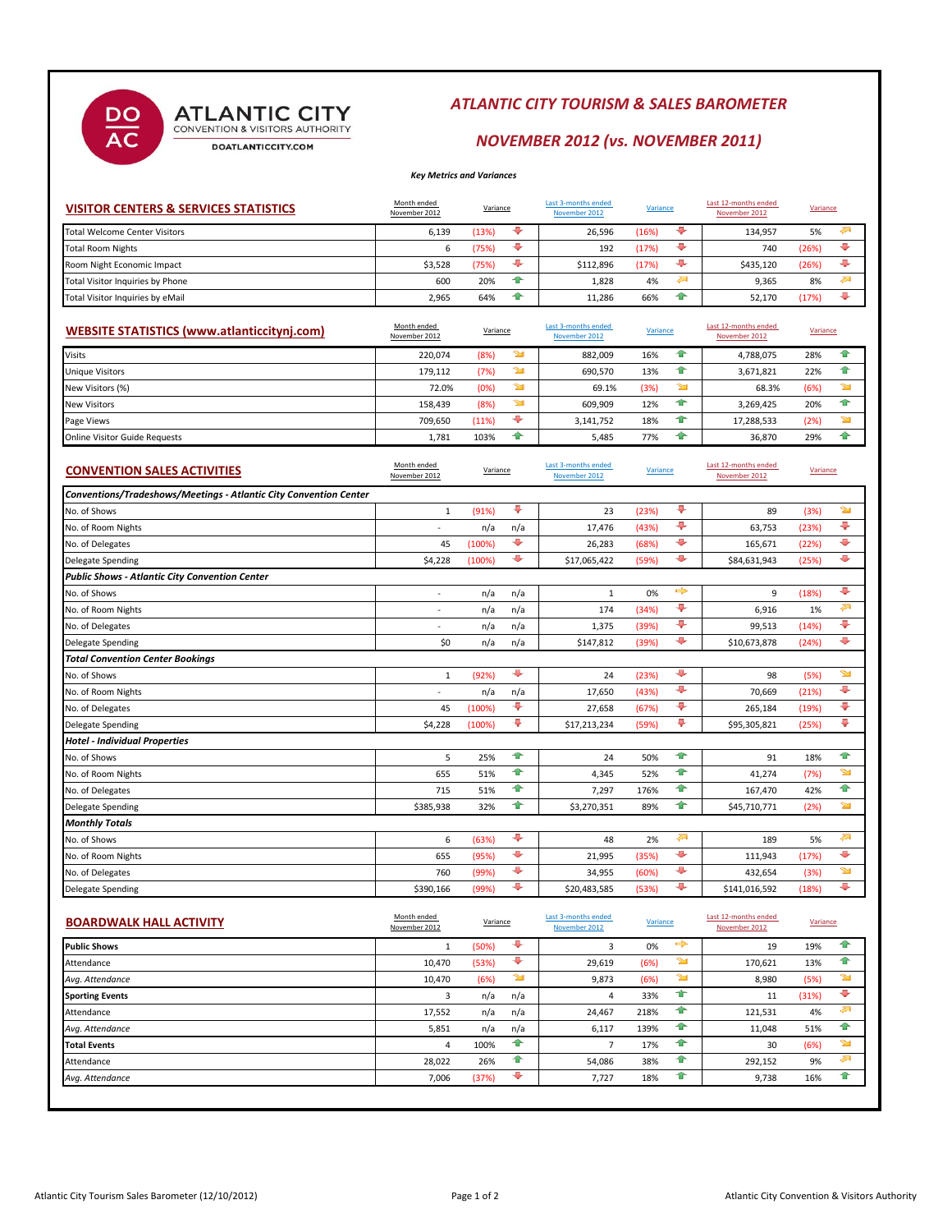# ATLANTIC CITY TOURISM & SALES BAROMETER

## NOVEMBER 2012 (vs. NOVEMBER 2011)

ATLANTIC CITY CONVENTION & VISITORS AUTHORITY
DOATLANTICCITY.COM

*Key Metrics and Variances*

## VISITOR CENTERS & SERVICES STATISTICS

| | Month ended November 2012 | Variance | | Last 3-months ended November 2012 | Variance | | Last 12-months ended November 2012 | Variance | |
|---|---|---|---|---|---|---|---|---|---|
| Total Welcome Center Visitors | 6,139 | (13%) | ↓ | 26,596 | (16%) | ↓ | 134,957 | 5% | ↗ |
| Total Room Nights | 6 | (75%) | ↓ | 192 | (17%) | ↓ | 740 | (26%) | ↓ |
| Room Night Economic Impact | $3,528 | (75%) | ↓ | $112,896 | (17%) | ↓ | $435,120 | (26%) | ↓ |
| Total Visitor Inquiries by Phone | 600 | 20% | ↑ | 1,828 | 4% | ↗ | 9,365 | 8% | ↗ |
| Total Visitor Inquiries by eMail | 2,965 | 64% | ↑ | 11,286 | 66% | ↑ | 52,170 | (17%) | ↓ |

## WEBSITE STATISTICS (www.atlanticcitynj.com)

| | Month ended November 2012 | Variance | | Last 3-months ended November 2012 | Variance | | Last 12-months ended November 2012 | Variance | |
|---|---|---|---|---|---|---|---|---|---|
| Visits | 220,074 | (8%) | ↘ | 882,009 | 16% | ↑ | 4,788,075 | 28% | ↑ |
| Unique Visitors | 179,112 | (7%) | ↘ | 690,570 | 13% | ↑ | 3,671,821 | 22% | ↑ |
| New Visitors (%) | 72.0% | (0%) | ↘ | 69.1% | (3%) | ↘ | 68.3% | (6%) | ↘ |
| New Visitors | 158,439 | (8%) | ↘ | 609,909 | 12% | ↑ | 3,269,425 | 20% | ↑ |
| Page Views | 709,650 | (11%) | ↓ | 3,141,752 | 18% | ↑ | 17,288,533 | (2%) | ↘ |
| Online Visitor Guide Requests | 1,781 | 103% | ↑ | 5,485 | 77% | ↑ | 36,870 | 29% | ↑ |

## CONVENTION SALES ACTIVITIES

| | Month ended November 2012 | Variance | | Last 3-months ended November 2012 | Variance | | Last 12-months ended November 2012 | Variance | |
|---|---|---|---|---|---|---|---|---|---|
| ***Conventions/Tradeshows/Meetings - Atlantic City Convention Center*** | | | | | | | | | |
| No. of Shows | 1 | (91%) | ↓ | 23 | (23%) | ↓ | 89 | (3%) | ↘ |
| No. of Room Nights | - | n/a | n/a | 17,476 | (43%) | ↓ | 63,753 | (23%) | ↓ |
| No. of Delegates | 45 | (100%) | ↓ | 26,283 | (68%) | ↓ | 165,671 | (22%) | ↓ |
| Delegate Spending | $4,228 | (100%) | ↓ | $17,065,422 | (59%) | ↓ | $84,631,943 | (25%) | ↓ |
| ***Public Shows - Atlantic City Convention Center*** | | | | | | | | | |
| No. of Shows | - | n/a | n/a | 1 | 0% | → | 9 | (18%) | ↓ |
| No. of Room Nights | - | n/a | n/a | 174 | (34%) | ↓ | 6,916 | 1% | ↗ |
| No. of Delegates | - | n/a | n/a | 1,375 | (39%) | ↓ | 99,513 | (14%) | ↓ |
| Delegate Spending | $0 | n/a | n/a | $147,812 | (39%) | ↓ | $10,673,878 | (24%) | ↓ |
| ***Total Convention Center Bookings*** | | | | | | | | | |
| No. of Shows | 1 | (92%) | ↓ | 24 | (23%) | ↓ | 98 | (5%) | ↘ |
| No. of Room Nights | - | n/a | n/a | 17,650 | (43%) | ↓ | 70,669 | (21%) | ↓ |
| No. of Delegates | 45 | (100%) | ↓ | 27,658 | (67%) | ↓ | 265,184 | (19%) | ↓ |
| Delegate Spending | $4,228 | (100%) | ↓ | $17,213,234 | (59%) | ↓ | $95,305,821 | (25%) | ↓ |
| ***Hotel - Individual Properties*** | | | | | | | | | |
| No. of Shows | 5 | 25% | ↑ | 24 | 50% | ↑ | 91 | 18% | ↑ |
| No. of Room Nights | 655 | 51% | ↑ | 4,345 | 52% | ↑ | 41,274 | (7%) | ↘ |
| No. of Delegates | 715 | 51% | ↑ | 7,297 | 176% | ↑ | 167,470 | 42% | ↑ |
| Delegate Spending | $385,938 | 32% | ↑ | $3,270,351 | 89% | ↑ | $45,710,771 | (2%) | ↘ |
| ***Monthly Totals*** | | | | | | | | | |
| No. of Shows | 6 | (63%) | ↓ | 48 | 2% | ↗ | 189 | 5% | ↗ |
| No. of Room Nights | 655 | (95%) | ↓ | 21,995 | (35%) | ↓ | 111,943 | (17%) | ↓ |
| No. of Delegates | 760 | (99%) | ↓ | 34,955 | (60%) | ↓ | 432,654 | (3%) | ↘ |
| Delegate Spending | $390,166 | (99%) | ↓ | $20,483,585 | (53%) | ↓ | $141,016,592 | (18%) | ↓ |

## BOARDWALK HALL ACTIVITY

| | Month ended November 2012 | Variance | | Last 3-months ended November 2012 | Variance | | Last 12-months ended November 2012 | Variance | |
|---|---|---|---|---|---|---|---|---|---|
| **Public Shows** | 1 | (50%) | ↓ | 3 | 0% | → | 19 | 19% | ↑ |
| Attendance | 10,470 | (53%) | ↓ | 29,619 | (6%) | ↘ | 170,621 | 13% | ↑ |
| *Avg. Attendance* | 10,470 | (6%) | ↘ | 9,873 | (6%) | ↘ | 8,980 | (5%) | ↘ |
| **Sporting Events** | 3 | n/a | n/a | 4 | 33% | ↑ | 11 | (31%) | ↓ |
| Attendance | 17,552 | n/a | n/a | 24,467 | 218% | ↑ | 121,531 | 4% | ↗ |
| *Avg. Attendance* | 5,851 | n/a | n/a | 6,117 | 139% | ↑ | 11,048 | 51% | ↑ |
| **Total Events** | 4 | 100% | ↑ | 7 | 17% | ↑ | 30 | (6%) | ↘ |
| Attendance | 28,022 | 26% | ↑ | 54,086 | 38% | ↑ | 292,152 | 9% | ↗ |
| *Avg. Attendance* | 7,006 | (37%) | ↓ | 7,727 | 18% | ↑ | 9,738 | 16% | ↑ |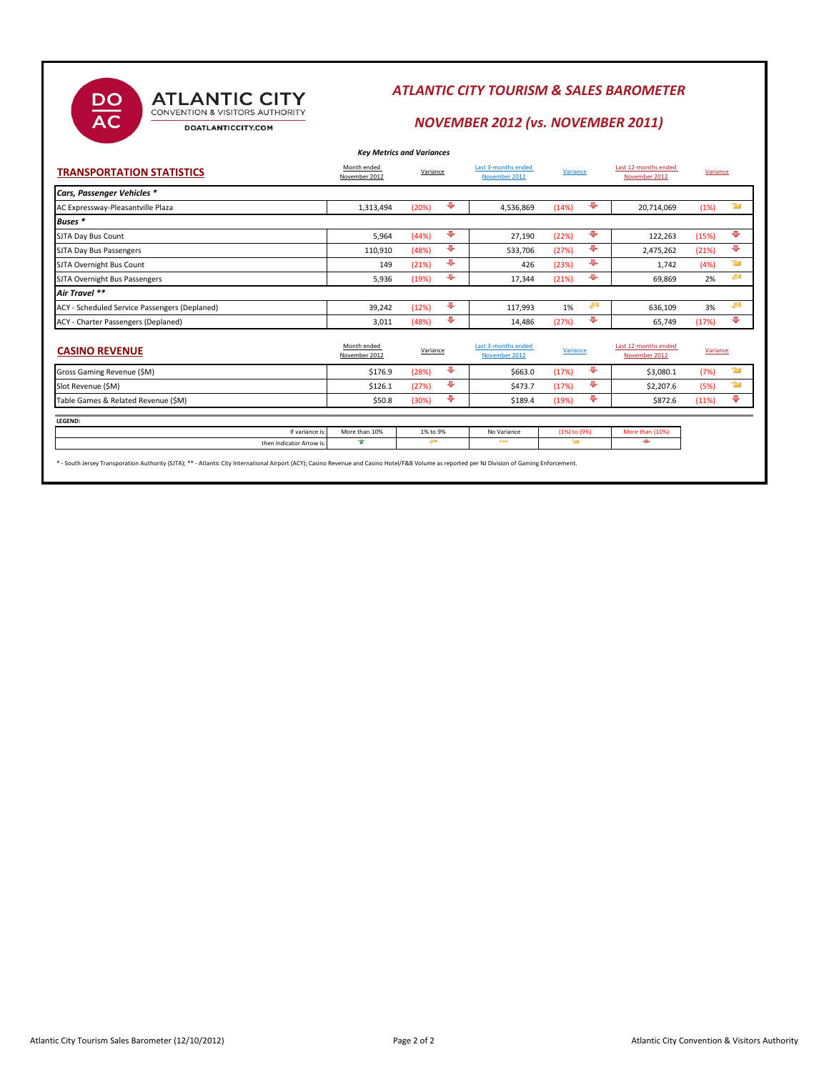# ATLANTIC CITY TOURISM & SALES BAROMETER

## NOVEMBER 2012 (vs. NOVEMBER 2011)

ATLANTIC CITY CONVENTION & VISITORS AUTHORITY
DOATLANTICCITY.COM

*Key Metrics and Variances*

| TRANSPORTATION STATISTICS | Month ended November 2012 | Variance | Last 3-months ended November 2012 | Variance | Last 12-months ended November 2012 | Variance |
|---|---|---|---|---|---|---|
| ***Cars, Passenger Vehicles **** | | | | | | |
| AC Expressway-Pleasantville Plaza | 1,313,494 | (20%) | 4,536,869 | (14%) | 20,714,069 | (1%) |
| ***Buses **** | | | | | | |
| SJTA Day Bus Count | 5,964 | (44%) | 27,190 | (22%) | 122,263 | (15%) |
| SJTA Day Bus Passengers | 110,910 | (48%) | 533,706 | (27%) | 2,475,262 | (21%) |
| SJTA Overnight Bus Count | 149 | (21%) | 426 | (23%) | 1,742 | (4%) |
| SJTA Overnight Bus Passengers | 5,936 | (19%) | 17,344 | (21%) | 69,869 | 2% |
| ***Air Travel ***** | | | | | | |
| ACY - Scheduled Service Passengers (Deplaned) | 39,242 | (12%) | 117,993 | 1% | 636,109 | 3% |
| ACY - Charter Passengers (Deplaned) | 3,011 | (48%) | 14,486 | (27%) | 65,749 | (17%) |

| CASINO REVENUE | Month ended November 2012 | Variance | Last 3-months ended November 2012 | Variance | Last 12-months ended November 2012 | Variance |
|---|---|---|---|---|---|---|
| Gross Gaming Revenue ($M) | $176.9 | (28%) | $663.0 | (17%) | $3,080.1 | (7%) |
| Slot Revenue ($M) | $126.1 | (27%) | $473.7 | (17%) | $2,207.6 | (5%) |
| Table Games & Related Revenue ($M) | $50.8 | (30%) | $189.4 | (19%) | $872.6 | (11%) |

**LEGEND:**

| If variance is: | More than 10% | 1% to 9% | No Variance | (1%) to (9%) | More than (10%) |
|---|---|---|---|---|---|
| then Indicator Arrow is: | ↑ | ↗ | → | ↘ | ↓ |

* - South Jersey Transporation Authority (SJTA); ** - Atlantic City International Airport (ACY); Casino Revenue and Casino Hotel/F&B Volume as reported per NJ Division of Gaming Enforcement.